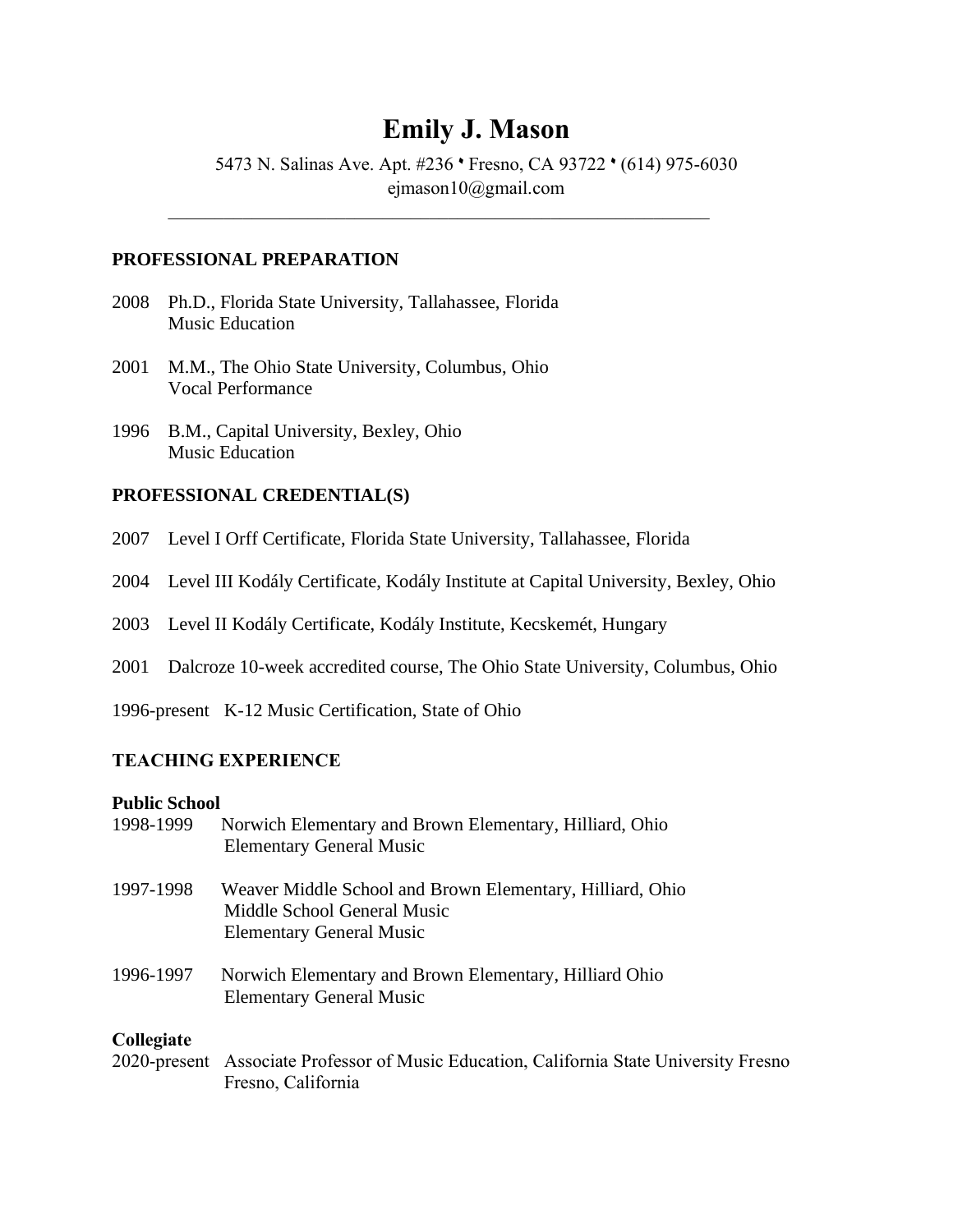# Emily J. Mason

5473 N. Salinas Ave. Apt. #236 • Fresno, CA 93722 • (614) 975-6030
ejmason10@gmail.com

---

## PROFESSIONAL PREPARATION

2008 Ph.D., Florida State University, Tallahassee, Florida
Music Education

2001 M.M., The Ohio State University, Columbus, Ohio
Vocal Performance

1996 B.M., Capital University, Bexley, Ohio
Music Education

## PROFESSIONAL CREDENTIAL(S)

2007 Level I Orff Certificate, Florida State University, Tallahassee, Florida

2004 Level III Kodály Certificate, Kodály Institute at Capital University, Bexley, Ohio

2003 Level II Kodály Certificate, Kodály Institute, Kecskemét, Hungary

2001 Dalcroze 10-week accredited course, The Ohio State University, Columbus, Ohio

1996-present K-12 Music Certification, State of Ohio

## TEACHING EXPERIENCE

### Public School

1998-1999 Norwich Elementary and Brown Elementary, Hilliard, Ohio
Elementary General Music

1997-1998 Weaver Middle School and Brown Elementary, Hilliard, Ohio
Middle School General Music
Elementary General Music

1996-1997 Norwich Elementary and Brown Elementary, Hilliard Ohio
Elementary General Music

### Collegiate

2020-present Associate Professor of Music Education, California State University Fresno
Fresno, California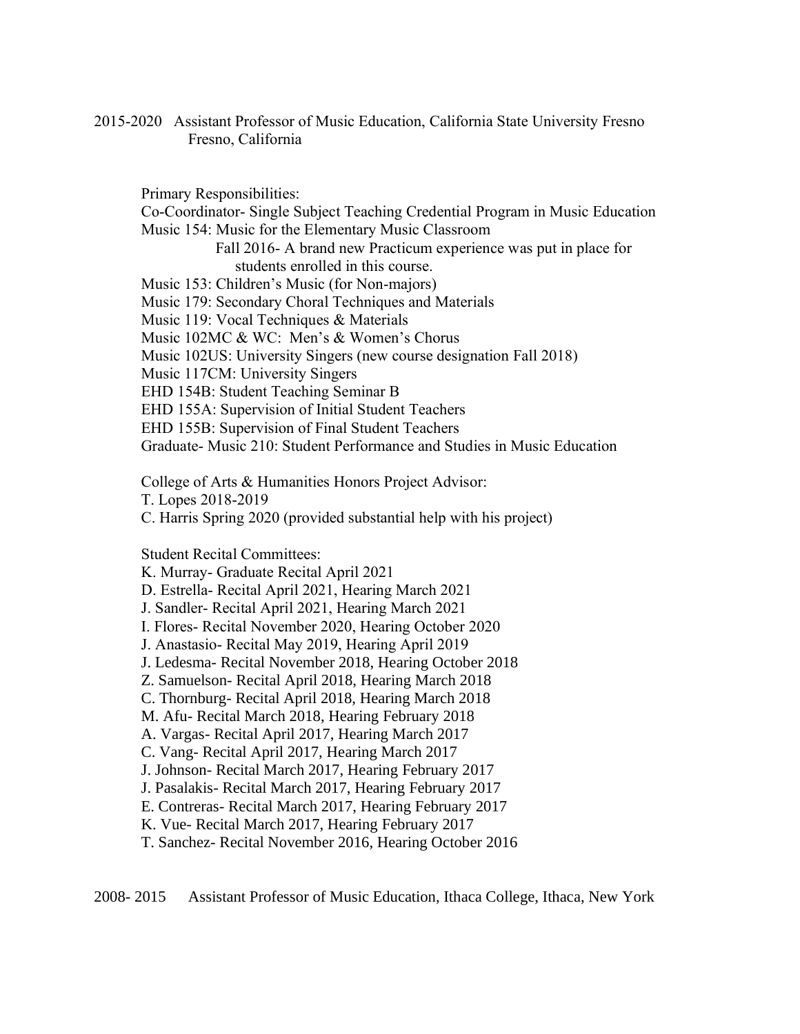2015-2020 Assistant Professor of Music Education, California State University Fresno
Fresno, California

Primary Responsibilities:

Co-Coordinator- Single Subject Teaching Credential Program in Music Education

Music 154: Music for the Elementary Music Classroom

Fall 2016- A brand new Practicum experience was put in place for students enrolled in this course.

Music 153: Children's Music (for Non-majors)

Music 179: Secondary Choral Techniques and Materials

Music 119: Vocal Techniques & Materials

Music 102MC & WC: Men's & Women's Chorus

Music 102US: University Singers (new course designation Fall 2018)

Music 117CM: University Singers

EHD 154B: Student Teaching Seminar B

EHD 155A: Supervision of Initial Student Teachers

EHD 155B: Supervision of Final Student Teachers

Graduate- Music 210: Student Performance and Studies in Music Education

College of Arts & Humanities Honors Project Advisor:

T. Lopes 2018-2019

C. Harris Spring 2020 (provided substantial help with his project)

Student Recital Committees:

K. Murray- Graduate Recital April 2021

D. Estrella- Recital April 2021, Hearing March 2021

J. Sandler- Recital April 2021, Hearing March 2021

I. Flores- Recital November 2020, Hearing October 2020

J. Anastasio- Recital May 2019, Hearing April 2019

J. Ledesma- Recital November 2018, Hearing October 2018

Z. Samuelson- Recital April 2018, Hearing March 2018

C. Thornburg- Recital April 2018, Hearing March 2018

M. Afu- Recital March 2018, Hearing February 2018

A. Vargas- Recital April 2017, Hearing March 2017

C. Vang- Recital April 2017, Hearing March 2017

J. Johnson- Recital March 2017, Hearing February 2017

J. Pasalakis- Recital March 2017, Hearing February 2017

E. Contreras- Recital March 2017, Hearing February 2017

K. Vue- Recital March 2017, Hearing February 2017

T. Sanchez- Recital November 2016, Hearing October 2016

2008- 2015 Assistant Professor of Music Education, Ithaca College, Ithaca, New York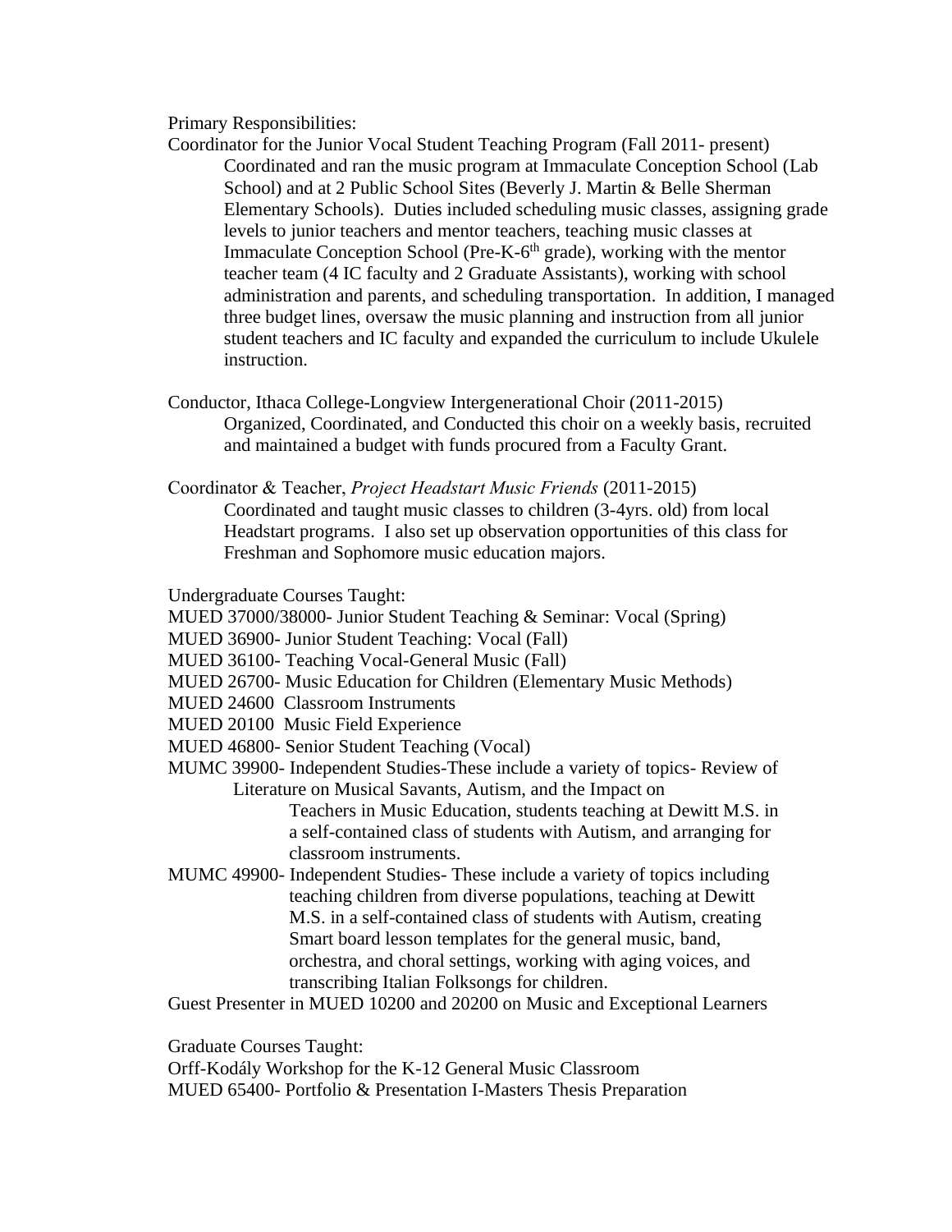Primary Responsibilities:

Coordinator for the Junior Vocal Student Teaching Program (Fall 2011- present)

Coordinated and ran the music program at Immaculate Conception School (Lab School) and at 2 Public School Sites (Beverly J. Martin & Belle Sherman Elementary Schools). Duties included scheduling music classes, assigning grade levels to junior teachers and mentor teachers, teaching music classes at Immaculate Conception School (Pre-K-6th grade), working with the mentor teacher team (4 IC faculty and 2 Graduate Assistants), working with school administration and parents, and scheduling transportation. In addition, I managed three budget lines, oversaw the music planning and instruction from all junior student teachers and IC faculty and expanded the curriculum to include Ukulele instruction.

Conductor, Ithaca College-Longview Intergenerational Choir (2011-2015)

Organized, Coordinated, and Conducted this choir on a weekly basis, recruited and maintained a budget with funds procured from a Faculty Grant.

Coordinator & Teacher, *Project Headstart Music Friends* (2011-2015)

Coordinated and taught music classes to children (3-4yrs. old) from local Headstart programs. I also set up observation opportunities of this class for Freshman and Sophomore music education majors.

Undergraduate Courses Taught:

MUED 37000/38000- Junior Student Teaching & Seminar: Vocal (Spring)
MUED 36900- Junior Student Teaching: Vocal (Fall)
MUED 36100- Teaching Vocal-General Music (Fall)
MUED 26700- Music Education for Children (Elementary Music Methods)
MUED 24600 Classroom Instruments
MUED 20100 Music Field Experience
MUED 46800- Senior Student Teaching (Vocal)
MUMC 39900- Independent Studies-These include a variety of topics- Review of Literature on Musical Savants, Autism, and the Impact on Teachers in Music Education, students teaching at Dewitt M.S. in a self-contained class of students with Autism, and arranging for classroom instruments.
MUMC 49900- Independent Studies- These include a variety of topics including teaching children from diverse populations, teaching at Dewitt M.S. in a self-contained class of students with Autism, creating Smart board lesson templates for the general music, band, orchestra, and choral settings, working with aging voices, and transcribing Italian Folksongs for children.
Guest Presenter in MUED 10200 and 20200 on Music and Exceptional Learners

Graduate Courses Taught:

Orff-Kodály Workshop for the K-12 General Music Classroom
MUED 65400- Portfolio & Presentation I-Masters Thesis Preparation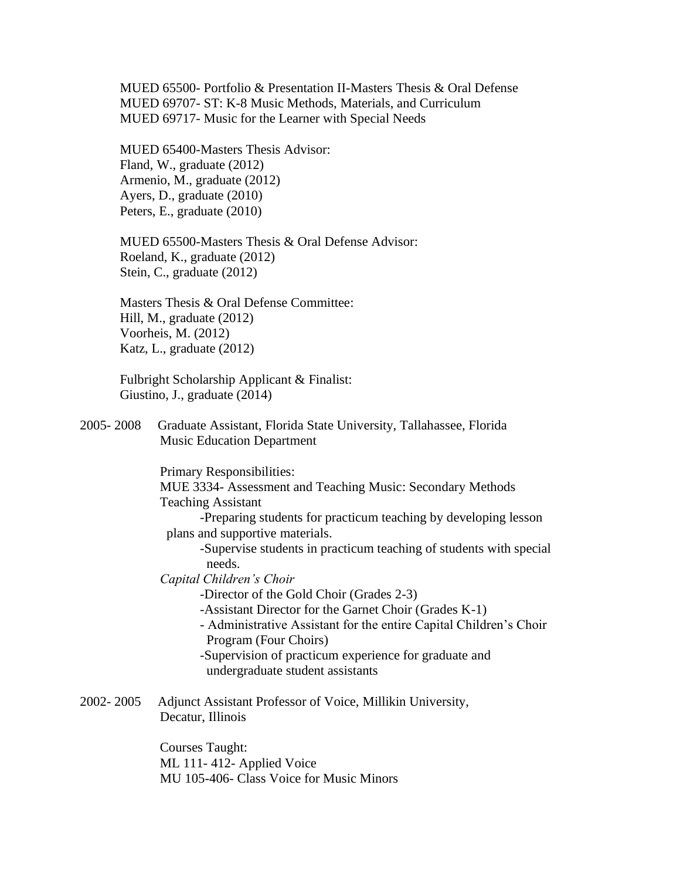MUED 65500- Portfolio & Presentation II-Masters Thesis & Oral Defense
MUED 69707- ST: K-8 Music Methods, Materials, and Curriculum
MUED 69717- Music for the Learner with Special Needs

MUED 65400-Masters Thesis Advisor:
Fland, W., graduate (2012)
Armenio, M., graduate (2012)
Ayers, D., graduate (2010)
Peters, E., graduate (2010)

MUED 65500-Masters Thesis & Oral Defense Advisor:
Roeland, K., graduate (2012)
Stein, C., graduate (2012)

Masters Thesis & Oral Defense Committee:
Hill, M., graduate (2012)
Voorheis, M. (2012)
Katz, L., graduate (2012)

Fulbright Scholarship Applicant & Finalist:
Giustino, J., graduate (2014)

2005- 2008 Graduate Assistant, Florida State University, Tallahassee, Florida
Music Education Department

Primary Responsibilities:
MUE 3334- Assessment and Teaching Music: Secondary Methods
Teaching Assistant

- -Preparing students for practicum teaching by developing lesson plans and supportive materials.
- -Supervise students in practicum teaching of students with special needs.

*Capital Children's Choir*

- -Director of the Gold Choir (Grades 2-3)
- -Assistant Director for the Garnet Choir (Grades K-1)
- - Administrative Assistant for the entire Capital Children's Choir Program (Four Choirs)
- -Supervision of practicum experience for graduate and undergraduate student assistants

2002- 2005 Adjunct Assistant Professor of Voice, Millikin University, Decatur, Illinois

Courses Taught:
ML 111- 412- Applied Voice
MU 105-406- Class Voice for Music Minors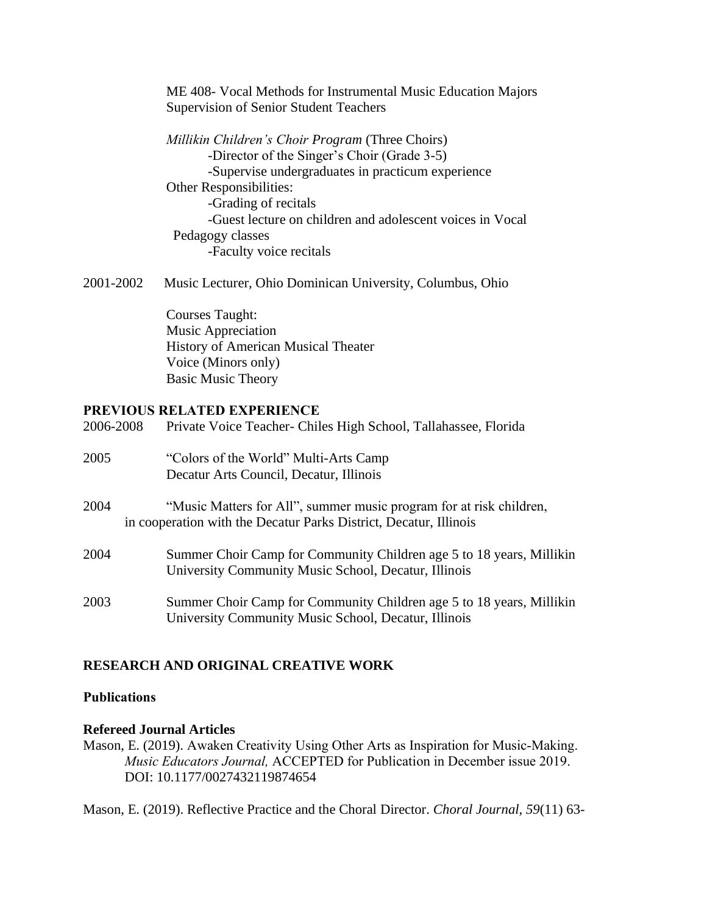ME 408- Vocal Methods for Instrumental Music Education Majors
Supervision of Senior Student Teachers

*Millikin Children's Choir Program* (Three Choirs)
- Director of the Singer's Choir (Grade 3-5)
- Supervise undergraduates in practicum experience

Other Responsibilities:
- Grading of recitals
- Guest lecture on children and adolescent voices in Vocal Pedagogy classes
- Faculty voice recitals

2001-2002 Music Lecturer, Ohio Dominican University, Columbus, Ohio

Courses Taught:
Music Appreciation
History of American Musical Theater
Voice (Minors only)
Basic Music Theory

## PREVIOUS RELATED EXPERIENCE

2006-2008 Private Voice Teacher- Chiles High School, Tallahassee, Florida

2005 "Colors of the World" Multi-Arts Camp
Decatur Arts Council, Decatur, Illinois

2004 "Music Matters for All", summer music program for at risk children, in cooperation with the Decatur Parks District, Decatur, Illinois

2004 Summer Choir Camp for Community Children age 5 to 18 years, Millikin University Community Music School, Decatur, Illinois

2003 Summer Choir Camp for Community Children age 5 to 18 years, Millikin University Community Music School, Decatur, Illinois

## RESEARCH AND ORIGINAL CREATIVE WORK

### Publications

#### Refereed Journal Articles

Mason, E. (2019). Awaken Creativity Using Other Arts as Inspiration for Music-Making. *Music Educators Journal,* ACCEPTED for Publication in December issue 2019. DOI: 10.1177/0027432119874654

Mason, E. (2019). Reflective Practice and the Choral Director. *Choral Journal*, *59*(11) 63-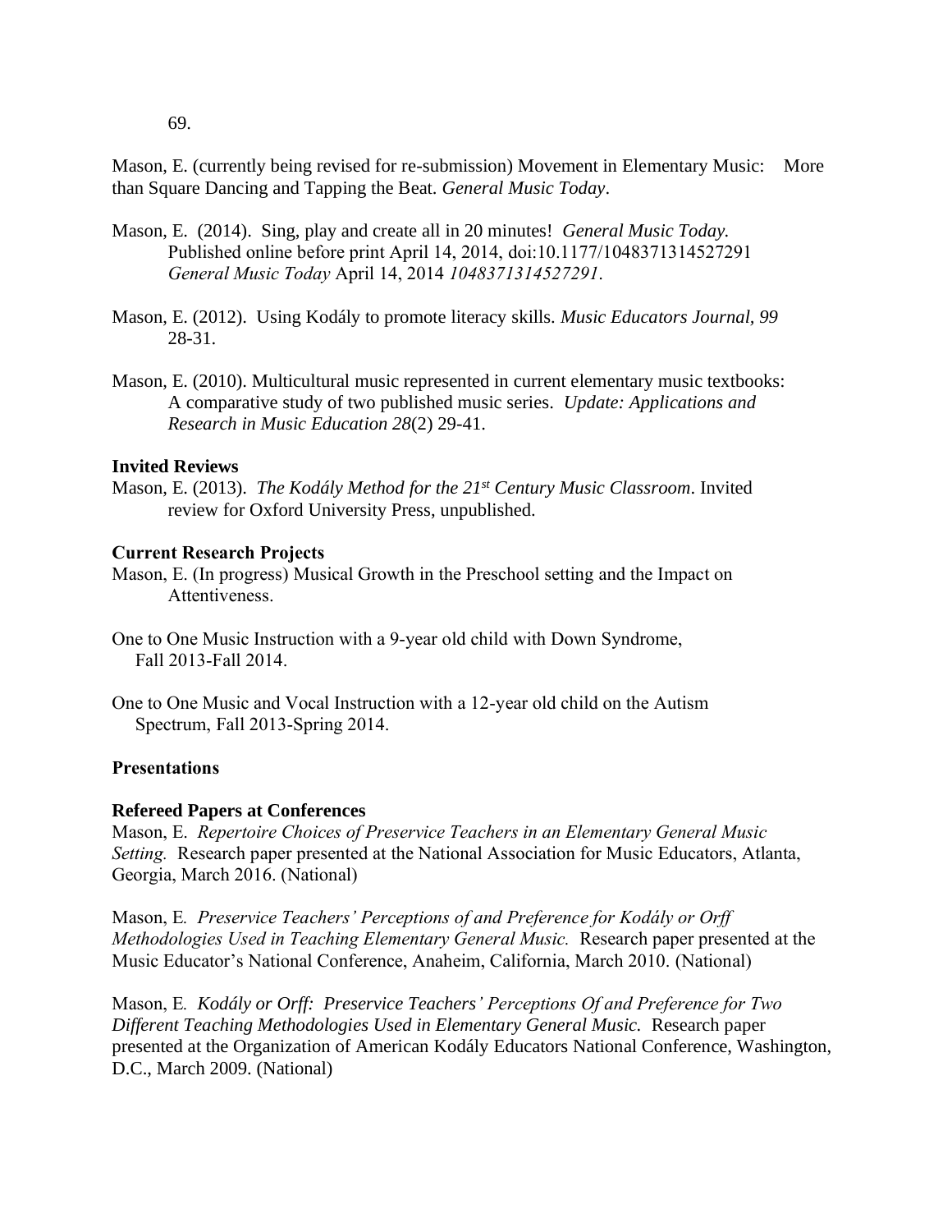69.

Mason, E. (currently being revised for re-submission) Movement in Elementary Music: More than Square Dancing and Tapping the Beat. *General Music Today*.

Mason, E. (2014). Sing, play and create all in 20 minutes! *General Music Today.* Published online before print April 14, 2014, doi:10.1177/1048371314527291 *General Music Today* April 14, 2014 *1048371314527291*.

Mason, E. (2012). Using Kodály to promote literacy skills. *Music Educators Journal, 99* 28-31.

Mason, E. (2010). Multicultural music represented in current elementary music textbooks: A comparative study of two published music series. *Update: Applications and Research in Music Education 28*(2) 29-41.

**Invited Reviews**

Mason, E. (2013). *The Kodály Method for the 21st Century Music Classroom*. Invited review for Oxford University Press, unpublished.

**Current Research Projects**

Mason, E. (In progress) Musical Growth in the Preschool setting and the Impact on Attentiveness.

One to One Music Instruction with a 9-year old child with Down Syndrome, Fall 2013-Fall 2014.

One to One Music and Vocal Instruction with a 12-year old child on the Autism Spectrum, Fall 2013-Spring 2014.

**Presentations**

**Refereed Papers at Conferences**

Mason, E. *Repertoire Choices of Preservice Teachers in an Elementary General Music Setting.* Research paper presented at the National Association for Music Educators, Atlanta, Georgia, March 2016. (National)

Mason, E. *Preservice Teachers' Perceptions of and Preference for Kodály or Orff Methodologies Used in Teaching Elementary General Music.* Research paper presented at the Music Educator's National Conference, Anaheim, California, March 2010. (National)

Mason, E. *Kodály or Orff: Preservice Teachers' Perceptions Of and Preference for Two Different Teaching Methodologies Used in Elementary General Music.* Research paper presented at the Organization of American Kodály Educators National Conference, Washington, D.C., March 2009. (National)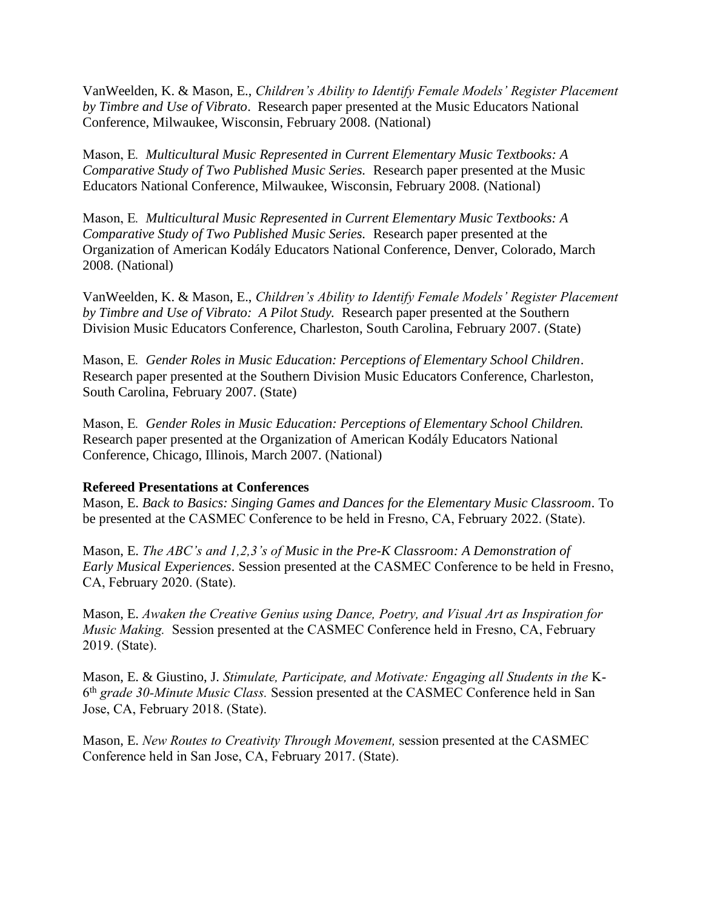VanWeelden, K. & Mason, E., *Children's Ability to Identify Female Models' Register Placement by Timbre and Use of Vibrato*. Research paper presented at the Music Educators National Conference, Milwaukee, Wisconsin, February 2008. (National)

Mason, E. *Multicultural Music Represented in Current Elementary Music Textbooks: A Comparative Study of Two Published Music Series.* Research paper presented at the Music Educators National Conference, Milwaukee, Wisconsin, February 2008. (National)

Mason, E. *Multicultural Music Represented in Current Elementary Music Textbooks: A Comparative Study of Two Published Music Series.* Research paper presented at the Organization of American Kodály Educators National Conference, Denver, Colorado, March 2008. (National)

VanWeelden, K. & Mason, E., *Children's Ability to Identify Female Models' Register Placement by Timbre and Use of Vibrato: A Pilot Study.* Research paper presented at the Southern Division Music Educators Conference, Charleston, South Carolina, February 2007. (State)

Mason, E. *Gender Roles in Music Education: Perceptions of Elementary School Children*. Research paper presented at the Southern Division Music Educators Conference, Charleston, South Carolina, February 2007. (State)

Mason, E. *Gender Roles in Music Education: Perceptions of Elementary School Children.* Research paper presented at the Organization of American Kodály Educators National Conference, Chicago, Illinois, March 2007. (National)

**Refereed Presentations at Conferences**

Mason, E. *Back to Basics: Singing Games and Dances for the Elementary Music Classroom*. To be presented at the CASMEC Conference to be held in Fresno, CA, February 2022. (State).

Mason, E. *The ABC's and 1,2,3's of Music in the Pre-K Classroom: A Demonstration of Early Musical Experiences*. Session presented at the CASMEC Conference to be held in Fresno, CA, February 2020. (State).

Mason, E. *Awaken the Creative Genius using Dance, Poetry, and Visual Art as Inspiration for Music Making.* Session presented at the CASMEC Conference held in Fresno, CA, February 2019. (State).

Mason, E. & Giustino, J. *Stimulate, Participate, and Motivate: Engaging all Students in the* K-6th *grade 30-Minute Music Class.* Session presented at the CASMEC Conference held in San Jose, CA, February 2018. (State).

Mason, E. *New Routes to Creativity Through Movement,* session presented at the CASMEC Conference held in San Jose, CA, February 2017. (State).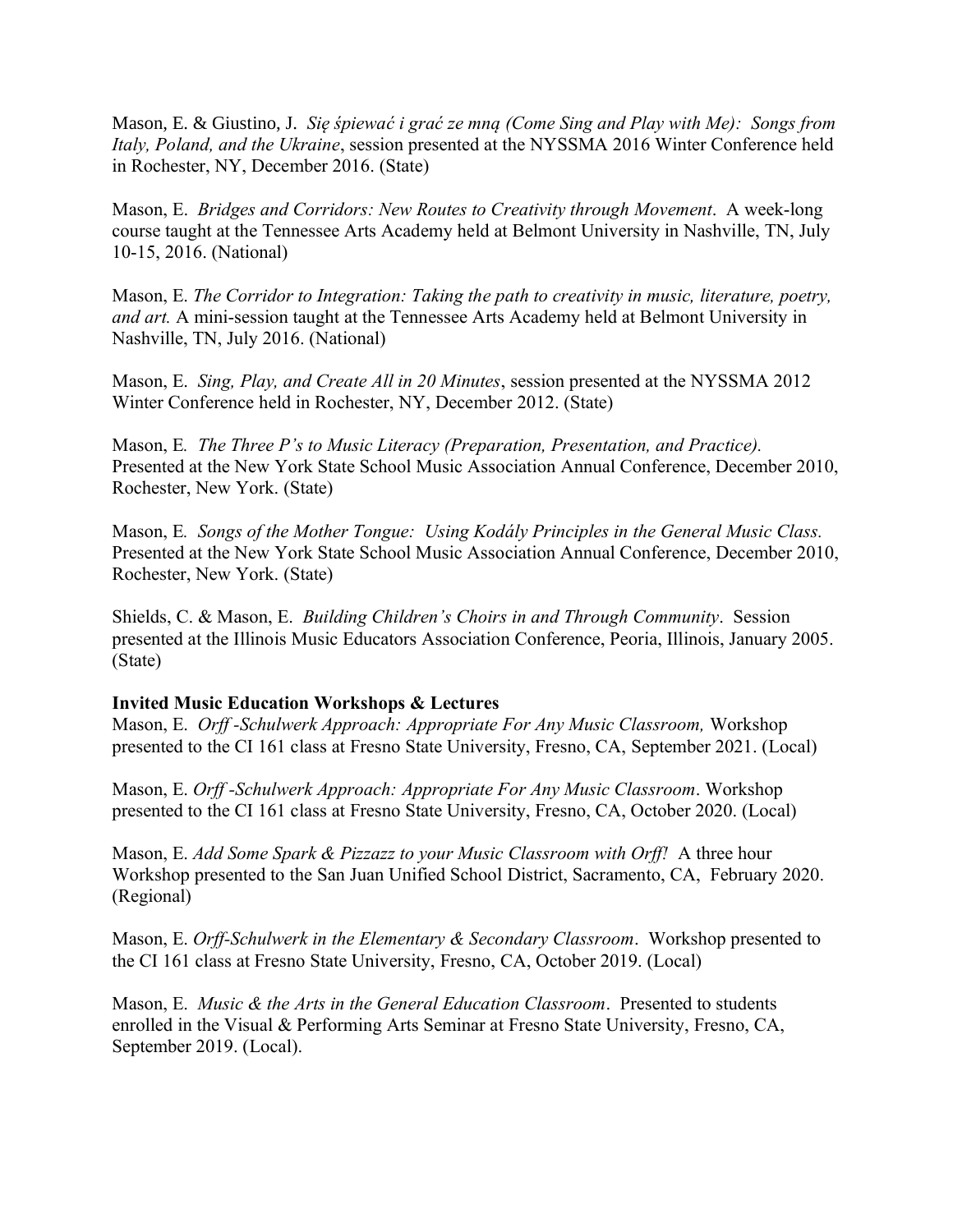Mason, E. & Giustino, J. *Się śpiewać i grać ze mną (Come Sing and Play with Me): Songs from Italy, Poland, and the Ukraine*, session presented at the NYSSMA 2016 Winter Conference held in Rochester, NY, December 2016. (State)

Mason, E. *Bridges and Corridors: New Routes to Creativity through Movement*. A week-long course taught at the Tennessee Arts Academy held at Belmont University in Nashville, TN, July 10-15, 2016. (National)

Mason, E. *The Corridor to Integration: Taking the path to creativity in music, literature, poetry, and art.* A mini-session taught at the Tennessee Arts Academy held at Belmont University in Nashville, TN, July 2016. (National)

Mason, E. *Sing, Play, and Create All in 20 Minutes*, session presented at the NYSSMA 2012 Winter Conference held in Rochester, NY, December 2012. (State)

Mason, E. *The Three P's to Music Literacy (Preparation, Presentation, and Practice).* Presented at the New York State School Music Association Annual Conference, December 2010, Rochester, New York. (State)

Mason, E. *Songs of the Mother Tongue: Using Kodály Principles in the General Music Class.* Presented at the New York State School Music Association Annual Conference, December 2010, Rochester, New York. (State)

Shields, C. & Mason, E. *Building Children's Choirs in and Through Community*. Session presented at the Illinois Music Educators Association Conference, Peoria, Illinois, January 2005. (State)

**Invited Music Education Workshops & Lectures**

Mason, E. *Orff -Schulwerk Approach: Appropriate For Any Music Classroom,* Workshop presented to the CI 161 class at Fresno State University, Fresno, CA, September 2021. (Local)

Mason, E. *Orff -Schulwerk Approach: Appropriate For Any Music Classroom*. Workshop presented to the CI 161 class at Fresno State University, Fresno, CA, October 2020. (Local)

Mason, E. *Add Some Spark & Pizzazz to your Music Classroom with Orff!* A three hour Workshop presented to the San Juan Unified School District, Sacramento, CA, February 2020. (Regional)

Mason, E. *Orff-Schulwerk in the Elementary & Secondary Classroom*. Workshop presented to the CI 161 class at Fresno State University, Fresno, CA, October 2019. (Local)

Mason, E. *Music & the Arts in the General Education Classroom*. Presented to students enrolled in the Visual & Performing Arts Seminar at Fresno State University, Fresno, CA, September 2019. (Local).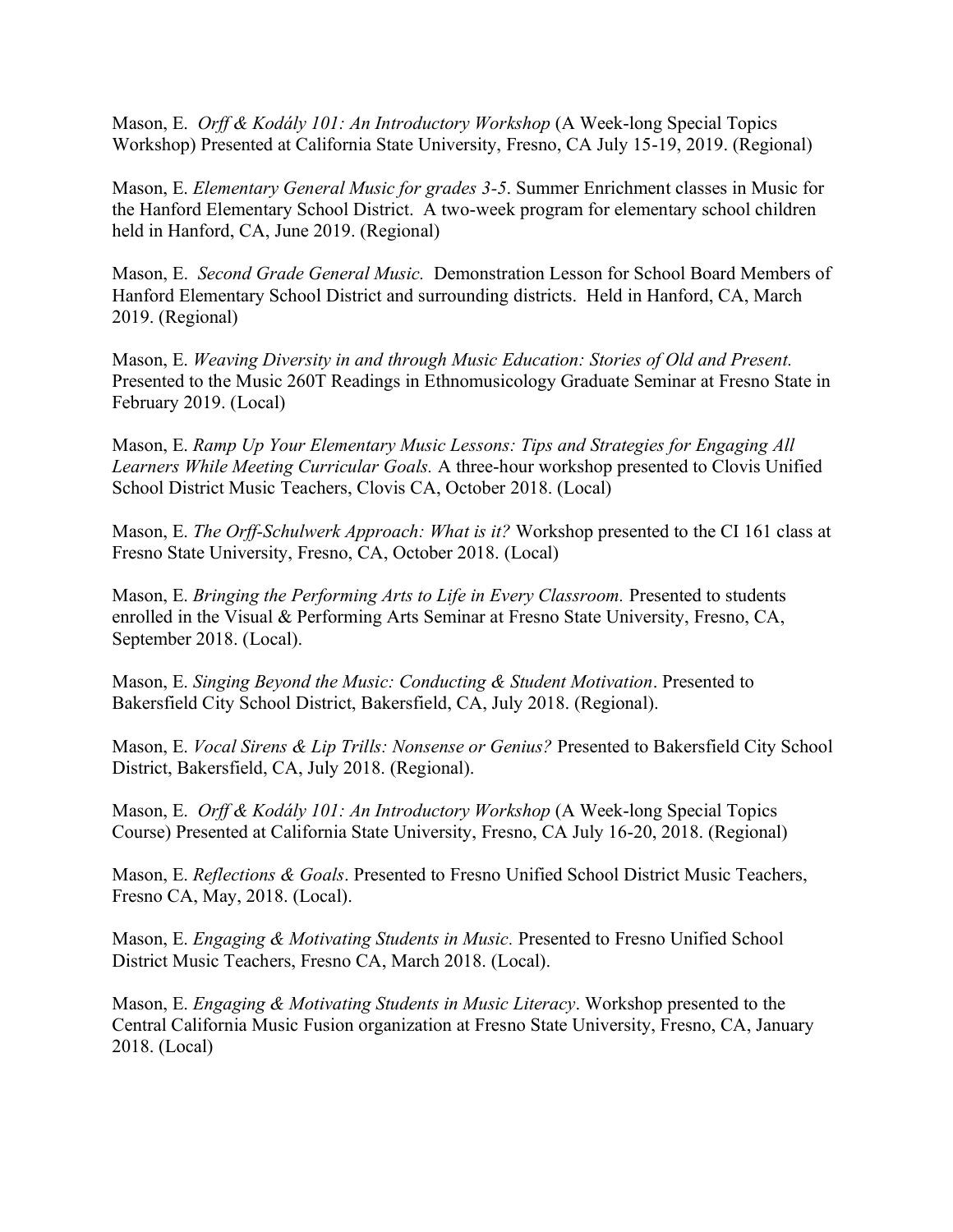Mason, E. *Orff & Kodály 101: An Introductory Workshop* (A Week-long Special Topics Workshop) Presented at California State University, Fresno, CA July 15-19, 2019. (Regional)

Mason, E. *Elementary General Music for grades 3-5*. Summer Enrichment classes in Music for the Hanford Elementary School District. A two-week program for elementary school children held in Hanford, CA, June 2019. (Regional)

Mason, E. *Second Grade General Music.* Demonstration Lesson for School Board Members of Hanford Elementary School District and surrounding districts. Held in Hanford, CA, March 2019. (Regional)

Mason, E. *Weaving Diversity in and through Music Education: Stories of Old and Present.* Presented to the Music 260T Readings in Ethnomusicology Graduate Seminar at Fresno State in February 2019. (Local)

Mason, E. *Ramp Up Your Elementary Music Lessons: Tips and Strategies for Engaging All Learners While Meeting Curricular Goals.* A three-hour workshop presented to Clovis Unified School District Music Teachers, Clovis CA, October 2018. (Local)

Mason, E. *The Orff-Schulwerk Approach: What is it?* Workshop presented to the CI 161 class at Fresno State University, Fresno, CA, October 2018. (Local)

Mason, E. *Bringing the Performing Arts to Life in Every Classroom.* Presented to students enrolled in the Visual & Performing Arts Seminar at Fresno State University, Fresno, CA, September 2018. (Local).

Mason, E. *Singing Beyond the Music: Conducting & Student Motivation*. Presented to Bakersfield City School District, Bakersfield, CA, July 2018. (Regional).

Mason, E. *Vocal Sirens & Lip Trills: Nonsense or Genius?* Presented to Bakersfield City School District, Bakersfield, CA, July 2018. (Regional).

Mason, E. *Orff & Kodály 101: An Introductory Workshop* (A Week-long Special Topics Course) Presented at California State University, Fresno, CA July 16-20, 2018. (Regional)

Mason, E. *Reflections & Goals*. Presented to Fresno Unified School District Music Teachers, Fresno CA, May, 2018. (Local).

Mason, E. *Engaging & Motivating Students in Music.* Presented to Fresno Unified School District Music Teachers, Fresno CA, March 2018. (Local).

Mason, E. *Engaging & Motivating Students in Music Literacy*. Workshop presented to the Central California Music Fusion organization at Fresno State University, Fresno, CA, January 2018. (Local)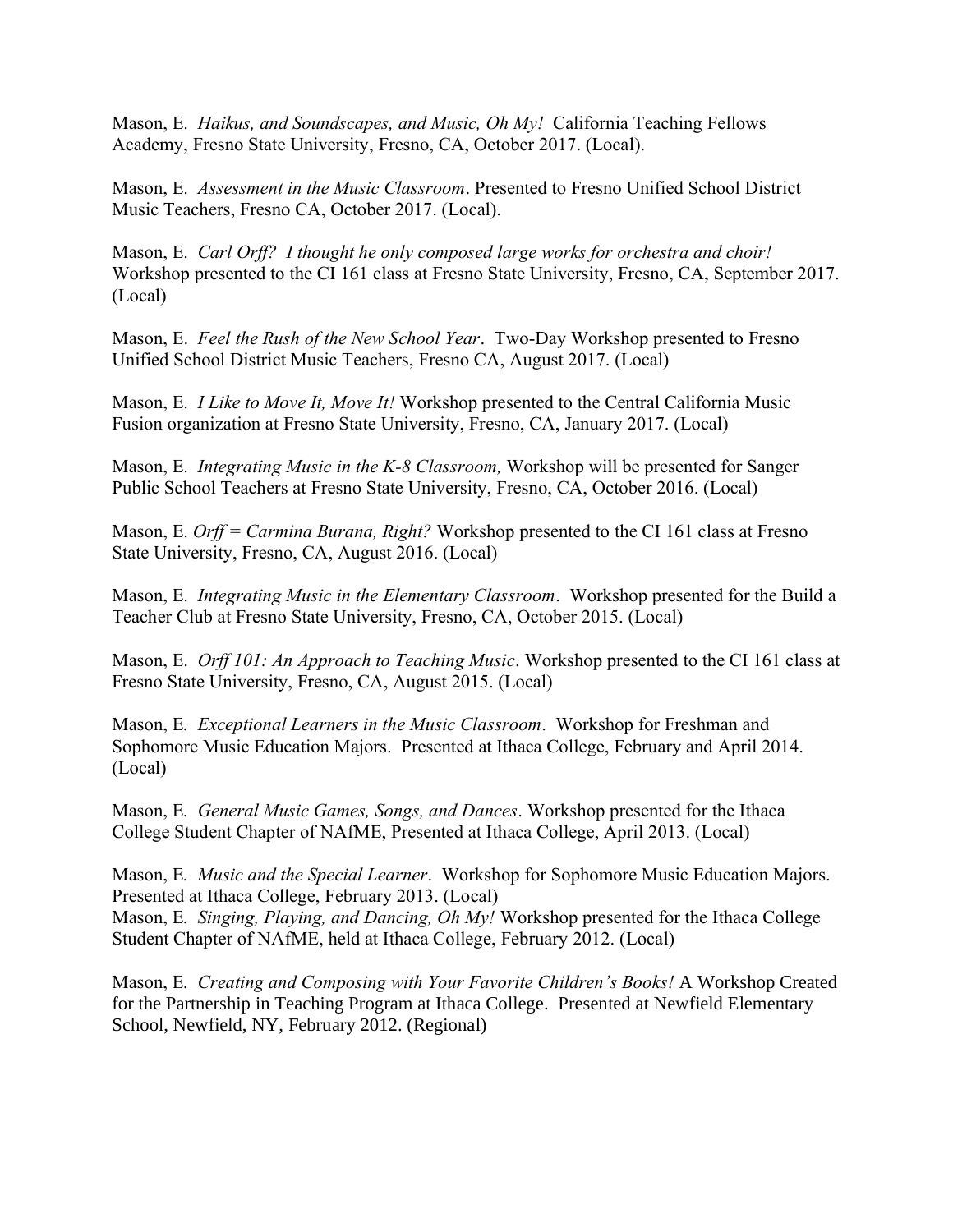Mason, E. *Haikus, and Soundscapes, and Music, Oh My!* California Teaching Fellows Academy, Fresno State University, Fresno, CA, October 2017. (Local).

Mason, E. *Assessment in the Music Classroom*. Presented to Fresno Unified School District Music Teachers, Fresno CA, October 2017. (Local).

Mason, E. *Carl Orff? I thought he only composed large works for orchestra and choir!* Workshop presented to the CI 161 class at Fresno State University, Fresno, CA, September 2017. (Local)

Mason, E. *Feel the Rush of the New School Year*. Two-Day Workshop presented to Fresno Unified School District Music Teachers, Fresno CA, August 2017. (Local)

Mason, E. *I Like to Move It, Move It!* Workshop presented to the Central California Music Fusion organization at Fresno State University, Fresno, CA, January 2017. (Local)

Mason, E. *Integrating Music in the K-8 Classroom,* Workshop will be presented for Sanger Public School Teachers at Fresno State University, Fresno, CA, October 2016. (Local)

Mason, E. *Orff = Carmina Burana, Right?* Workshop presented to the CI 161 class at Fresno State University, Fresno, CA, August 2016. (Local)

Mason, E. *Integrating Music in the Elementary Classroom*. Workshop presented for the Build a Teacher Club at Fresno State University, Fresno, CA, October 2015. (Local)

Mason, E. *Orff 101: An Approach to Teaching Music*. Workshop presented to the CI 161 class at Fresno State University, Fresno, CA, August 2015. (Local)

Mason, E. *Exceptional Learners in the Music Classroom*. Workshop for Freshman and Sophomore Music Education Majors. Presented at Ithaca College, February and April 2014. (Local)

Mason, E. *General Music Games, Songs, and Dances*. Workshop presented for the Ithaca College Student Chapter of NAfME, Presented at Ithaca College, April 2013. (Local)

Mason, E. *Music and the Special Learner*. Workshop for Sophomore Music Education Majors. Presented at Ithaca College, February 2013. (Local)

Mason, E. *Singing, Playing, and Dancing, Oh My!* Workshop presented for the Ithaca College Student Chapter of NAfME, held at Ithaca College, February 2012. (Local)

Mason, E. *Creating and Composing with Your Favorite Children's Books!* A Workshop Created for the Partnership in Teaching Program at Ithaca College. Presented at Newfield Elementary School, Newfield, NY, February 2012. (Regional)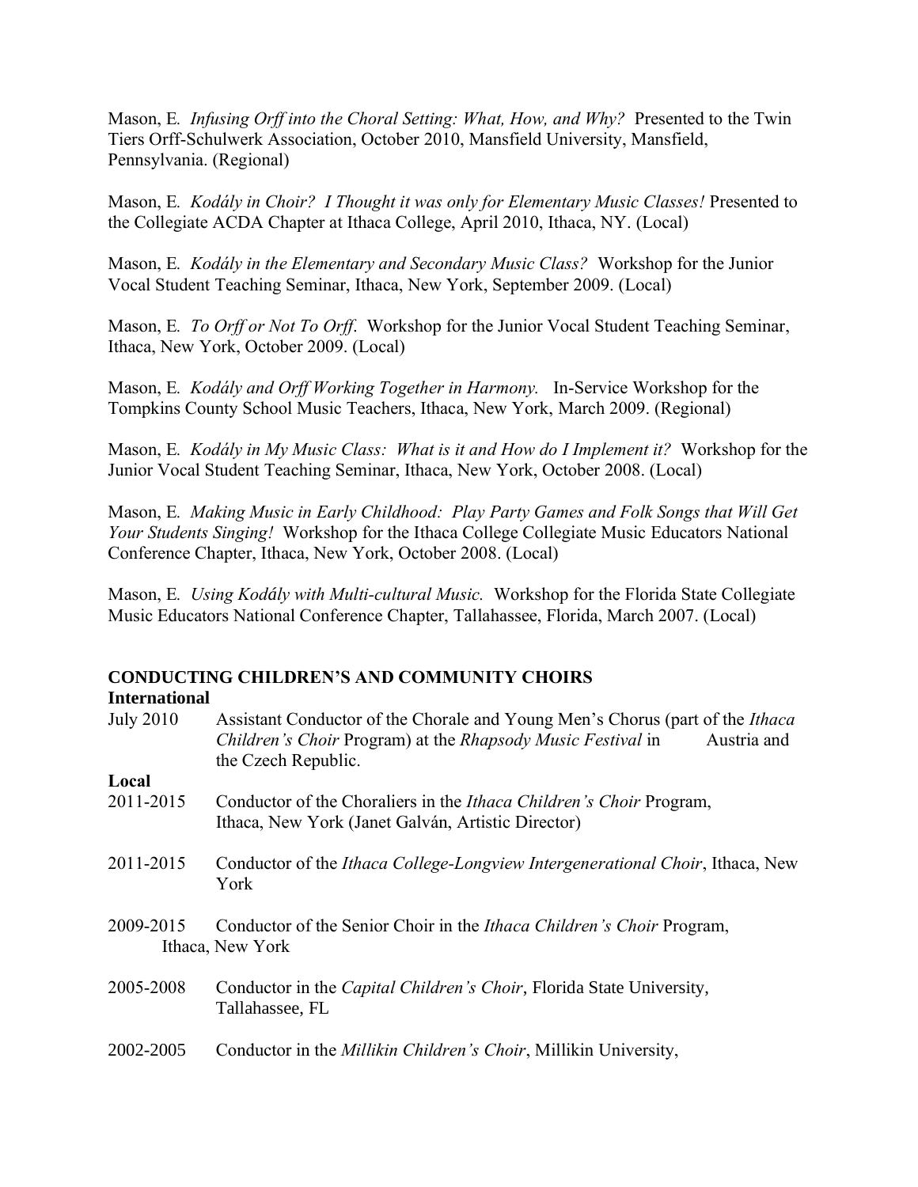Mason, E. *Infusing Orff into the Choral Setting: What, How, and Why?* Presented to the Twin Tiers Orff-Schulwerk Association, October 2010, Mansfield University, Mansfield, Pennsylvania. (Regional)

Mason, E. *Kodály in Choir? I Thought it was only for Elementary Music Classes!* Presented to the Collegiate ACDA Chapter at Ithaca College, April 2010, Ithaca, NY. (Local)

Mason, E. *Kodály in the Elementary and Secondary Music Class?* Workshop for the Junior Vocal Student Teaching Seminar, Ithaca, New York, September 2009. (Local)

Mason, E. *To Orff or Not To Orff*. Workshop for the Junior Vocal Student Teaching Seminar, Ithaca, New York, October 2009. (Local)

Mason, E. *Kodály and Orff Working Together in Harmony.* In-Service Workshop for the Tompkins County School Music Teachers, Ithaca, New York, March 2009. (Regional)

Mason, E. *Kodály in My Music Class: What is it and How do I Implement it?* Workshop for the Junior Vocal Student Teaching Seminar, Ithaca, New York, October 2008. (Local)

Mason, E. *Making Music in Early Childhood: Play Party Games and Folk Songs that Will Get Your Students Singing!* Workshop for the Ithaca College Collegiate Music Educators National Conference Chapter, Ithaca, New York, October 2008. (Local)

Mason, E. *Using Kodály with Multi-cultural Music.* Workshop for the Florida State Collegiate Music Educators National Conference Chapter, Tallahassee, Florida, March 2007. (Local)

## CONDUCTING CHILDREN'S AND COMMUNITY CHOIRS

**International**

July 2010 Assistant Conductor of the Chorale and Young Men's Chorus (part of the *Ithaca Children's Choir* Program) at the *Rhapsody Music Festival* in Austria and the Czech Republic.

**Local**

2011-2015 Conductor of the Choraliers in the *Ithaca Children's Choir* Program, Ithaca, New York (Janet Galván, Artistic Director)

2011-2015 Conductor of the *Ithaca College-Longview Intergenerational Choir*, Ithaca, New York

2009-2015 Conductor of the Senior Choir in the *Ithaca Children's Choir* Program, Ithaca, New York

2005-2008 Conductor in the *Capital Children's Choir*, Florida State University, Tallahassee, FL

2002-2005 Conductor in the *Millikin Children's Choir*, Millikin University,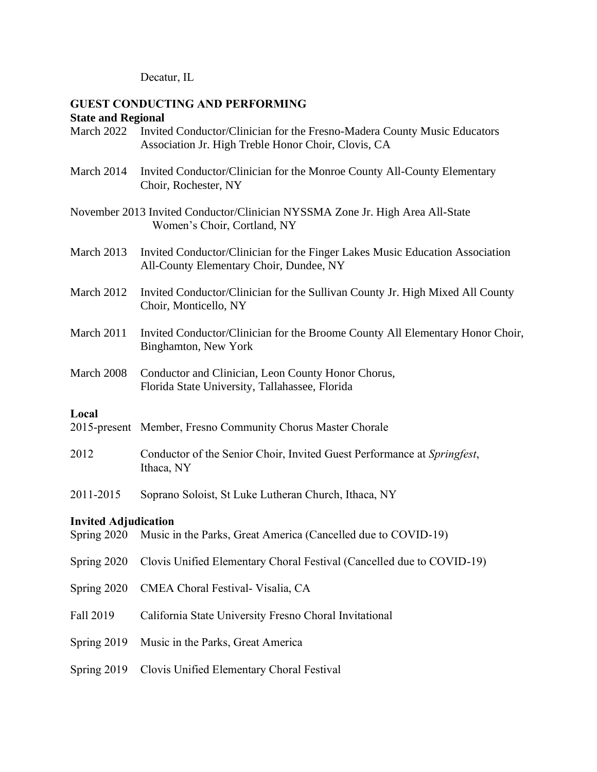Decatur, IL

## GUEST CONDUCTING AND PERFORMING

### State and Regional

March 2022 Invited Conductor/Clinician for the Fresno-Madera County Music Educators Association Jr. High Treble Honor Choir, Clovis, CA

March 2014 Invited Conductor/Clinician for the Monroe County All-County Elementary Choir, Rochester, NY

November 2013 Invited Conductor/Clinician NYSSMA Zone Jr. High Area All-State Women's Choir, Cortland, NY

March 2013 Invited Conductor/Clinician for the Finger Lakes Music Education Association All-County Elementary Choir, Dundee, NY

March 2012 Invited Conductor/Clinician for the Sullivan County Jr. High Mixed All County Choir, Monticello, NY

March 2011 Invited Conductor/Clinician for the Broome County All Elementary Honor Choir, Binghamton, New York

March 2008 Conductor and Clinician, Leon County Honor Chorus, Florida State University, Tallahassee, Florida

### Local

2015-present Member, Fresno Community Chorus Master Chorale

2012 Conductor of the Senior Choir, Invited Guest Performance at *Springfest*, Ithaca, NY

2011-2015 Soprano Soloist, St Luke Lutheran Church, Ithaca, NY

### Invited Adjudication

Spring 2020 Music in the Parks, Great America (Cancelled due to COVID-19)

Spring 2020 Clovis Unified Elementary Choral Festival (Cancelled due to COVID-19)

Spring 2020 CMEA Choral Festival- Visalia, CA

Fall 2019 California State University Fresno Choral Invitational

Spring 2019 Music in the Parks, Great America

Spring 2019 Clovis Unified Elementary Choral Festival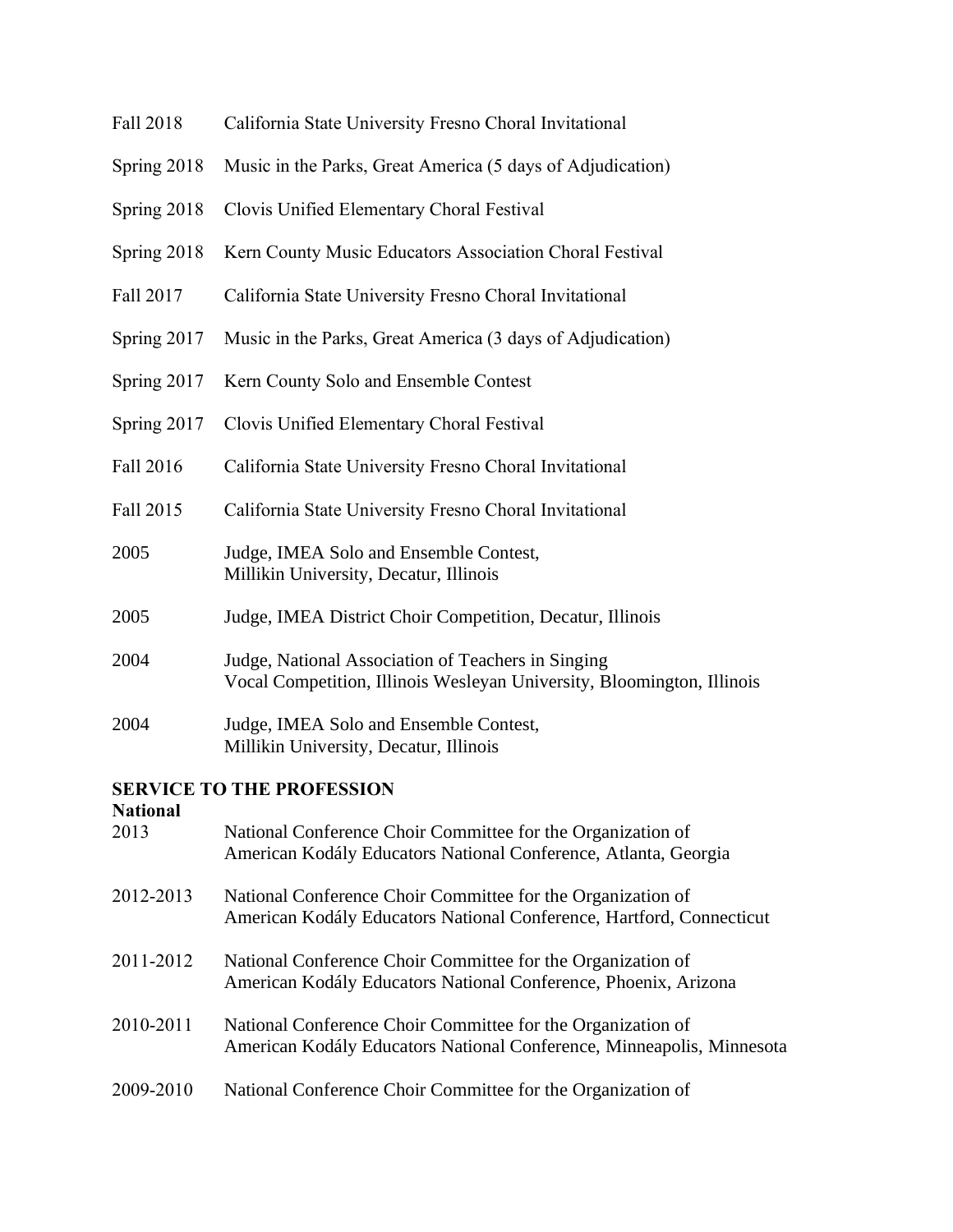Fall 2018 California State University Fresno Choral Invitational

Spring 2018 Music in the Parks, Great America (5 days of Adjudication)

Spring 2018 Clovis Unified Elementary Choral Festival

Spring 2018 Kern County Music Educators Association Choral Festival

Fall 2017 California State University Fresno Choral Invitational

Spring 2017 Music in the Parks, Great America (3 days of Adjudication)

Spring 2017 Kern County Solo and Ensemble Contest

Spring 2017 Clovis Unified Elementary Choral Festival

Fall 2016 California State University Fresno Choral Invitational

Fall 2015 California State University Fresno Choral Invitational

2005 Judge, IMEA Solo and Ensemble Contest,
Millikin University, Decatur, Illinois

2005 Judge, IMEA District Choir Competition, Decatur, Illinois

2004 Judge, National Association of Teachers in Singing
Vocal Competition, Illinois Wesleyan University, Bloomington, Illinois

2004 Judge, IMEA Solo and Ensemble Contest,
Millikin University, Decatur, Illinois

## SERVICE TO THE PROFESSION

**National**

2013 National Conference Choir Committee for the Organization of
American Kodály Educators National Conference, Atlanta, Georgia

2012-2013 National Conference Choir Committee for the Organization of
American Kodály Educators National Conference, Hartford, Connecticut

2011-2012 National Conference Choir Committee for the Organization of
American Kodály Educators National Conference, Phoenix, Arizona

2010-2011 National Conference Choir Committee for the Organization of
American Kodály Educators National Conference, Minneapolis, Minnesota

2009-2010 National Conference Choir Committee for the Organization of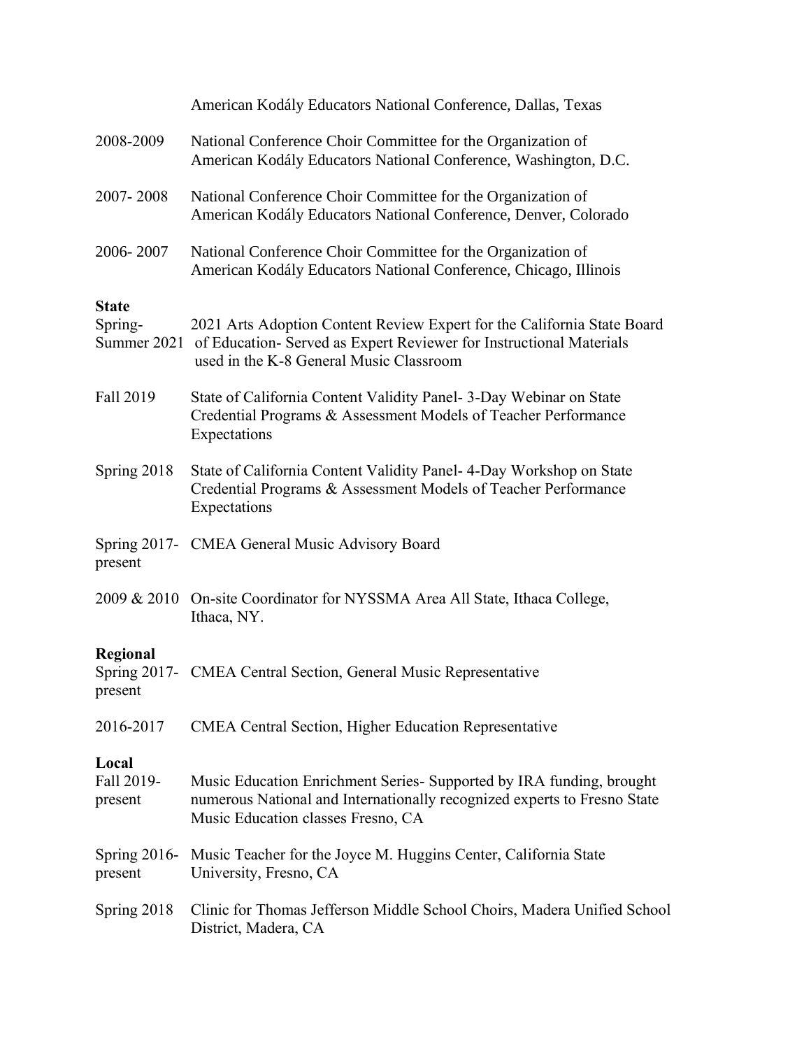American Kodály Educators National Conference, Dallas, Texas

2008-2009 National Conference Choir Committee for the Organization of American Kodály Educators National Conference, Washington, D.C.

2007- 2008 National Conference Choir Committee for the Organization of American Kodály Educators National Conference, Denver, Colorado

2006- 2007 National Conference Choir Committee for the Organization of American Kodály Educators National Conference, Chicago, Illinois

**State**

Spring-Summer 2021 2021 Arts Adoption Content Review Expert for the California State Board of Education- Served as Expert Reviewer for Instructional Materials used in the K-8 General Music Classroom

Fall 2019 State of California Content Validity Panel- 3-Day Webinar on State Credential Programs & Assessment Models of Teacher Performance Expectations

Spring 2018 State of California Content Validity Panel- 4-Day Workshop on State Credential Programs & Assessment Models of Teacher Performance Expectations

Spring 2017-present CMEA General Music Advisory Board

2009 & 2010 On-site Coordinator for NYSSMA Area All State, Ithaca College, Ithaca, NY.

**Regional**

Spring 2017-present CMEA Central Section, General Music Representative

2016-2017 CMEA Central Section, Higher Education Representative

**Local**

Fall 2019-present Music Education Enrichment Series- Supported by IRA funding, brought numerous National and Internationally recognized experts to Fresno State Music Education classes Fresno, CA

Spring 2016-present Music Teacher for the Joyce M. Huggins Center, California State University, Fresno, CA

Spring 2018 Clinic for Thomas Jefferson Middle School Choirs, Madera Unified School District, Madera, CA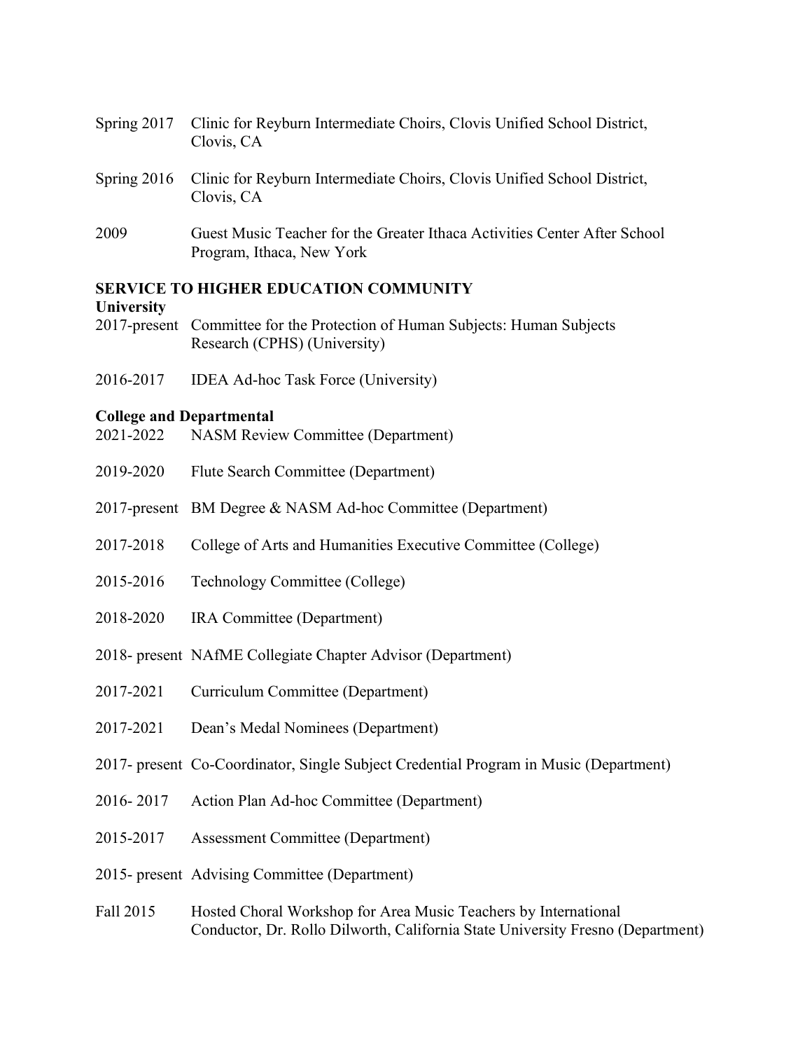Spring 2017 Clinic for Reyburn Intermediate Choirs, Clovis Unified School District, Clovis, CA

Spring 2016 Clinic for Reyburn Intermediate Choirs, Clovis Unified School District, Clovis, CA

2009 Guest Music Teacher for the Greater Ithaca Activities Center After School Program, Ithaca, New York

## SERVICE TO HIGHER EDUCATION COMMUNITY

### University

2017-present Committee for the Protection of Human Subjects: Human Subjects Research (CPHS) (University)

2016-2017 IDEA Ad-hoc Task Force (University)

### College and Departmental

2021-2022 NASM Review Committee (Department)

2019-2020 Flute Search Committee (Department)

2017-present BM Degree & NASM Ad-hoc Committee (Department)

2017-2018 College of Arts and Humanities Executive Committee (College)

2015-2016 Technology Committee (College)

2018-2020 IRA Committee (Department)

2018- present NAfME Collegiate Chapter Advisor (Department)

2017-2021 Curriculum Committee (Department)

2017-2021 Dean's Medal Nominees (Department)

2017- present Co-Coordinator, Single Subject Credential Program in Music (Department)

2016- 2017 Action Plan Ad-hoc Committee (Department)

2015-2017 Assessment Committee (Department)

2015- present Advising Committee (Department)

Fall 2015 Hosted Choral Workshop for Area Music Teachers by International Conductor, Dr. Rollo Dilworth, California State University Fresno (Department)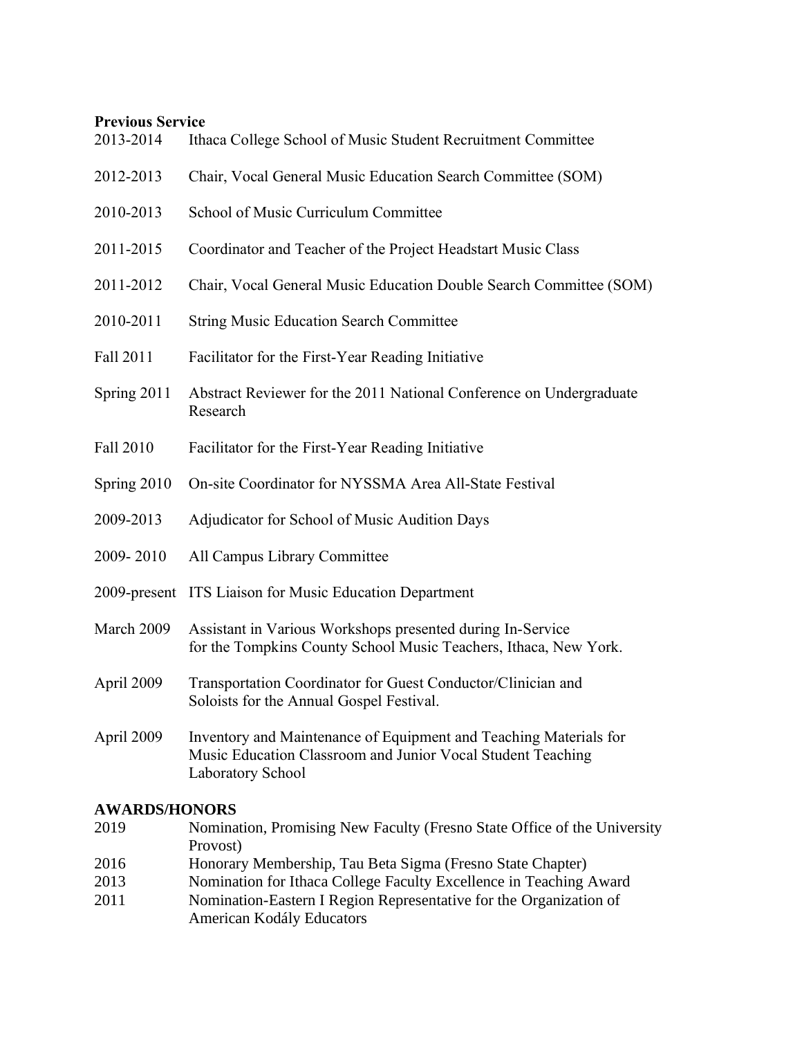**Previous Service**

2013-2014 Ithaca College School of Music Student Recruitment Committee

2012-2013 Chair, Vocal General Music Education Search Committee (SOM)

2010-2013 School of Music Curriculum Committee

2011-2015 Coordinator and Teacher of the Project Headstart Music Class

2011-2012 Chair, Vocal General Music Education Double Search Committee (SOM)

2010-2011 String Music Education Search Committee

Fall 2011 Facilitator for the First-Year Reading Initiative

Spring 2011 Abstract Reviewer for the 2011 National Conference on Undergraduate Research

Fall 2010 Facilitator for the First-Year Reading Initiative

Spring 2010 On-site Coordinator for NYSSMA Area All-State Festival

2009-2013 Adjudicator for School of Music Audition Days

2009- 2010 All Campus Library Committee

2009-present ITS Liaison for Music Education Department

March 2009 Assistant in Various Workshops presented during In-Service for the Tompkins County School Music Teachers, Ithaca, New York.

April 2009 Transportation Coordinator for Guest Conductor/Clinician and Soloists for the Annual Gospel Festival.

April 2009 Inventory and Maintenance of Equipment and Teaching Materials for Music Education Classroom and Junior Vocal Student Teaching Laboratory School

**AWARDS/HONORS**

2019 Nomination, Promising New Faculty (Fresno State Office of the University Provost)

2016 Honorary Membership, Tau Beta Sigma (Fresno State Chapter)

2013 Nomination for Ithaca College Faculty Excellence in Teaching Award

2011 Nomination-Eastern I Region Representative for the Organization of American Kodály Educators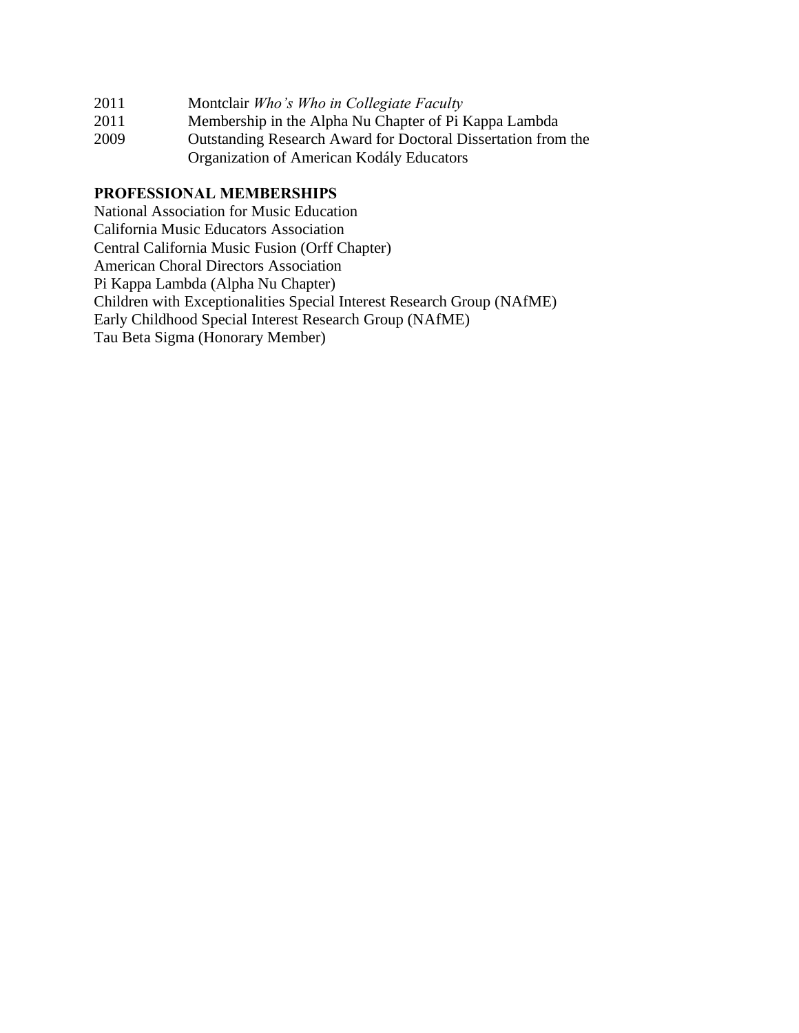| | |
|---|---|
| 2011 | Montclair *Who's Who in Collegiate Faculty* |
| 2011 | Membership in the Alpha Nu Chapter of Pi Kappa Lambda |
| 2009 | Outstanding Research Award for Doctoral Dissertation from the Organization of American Kodály Educators |

## PROFESSIONAL MEMBERSHIPS

National Association for Music Education
California Music Educators Association
Central California Music Fusion (Orff Chapter)
American Choral Directors Association
Pi Kappa Lambda (Alpha Nu Chapter)
Children with Exceptionalities Special Interest Research Group (NAfME)
Early Childhood Special Interest Research Group (NAfME)
Tau Beta Sigma (Honorary Member)